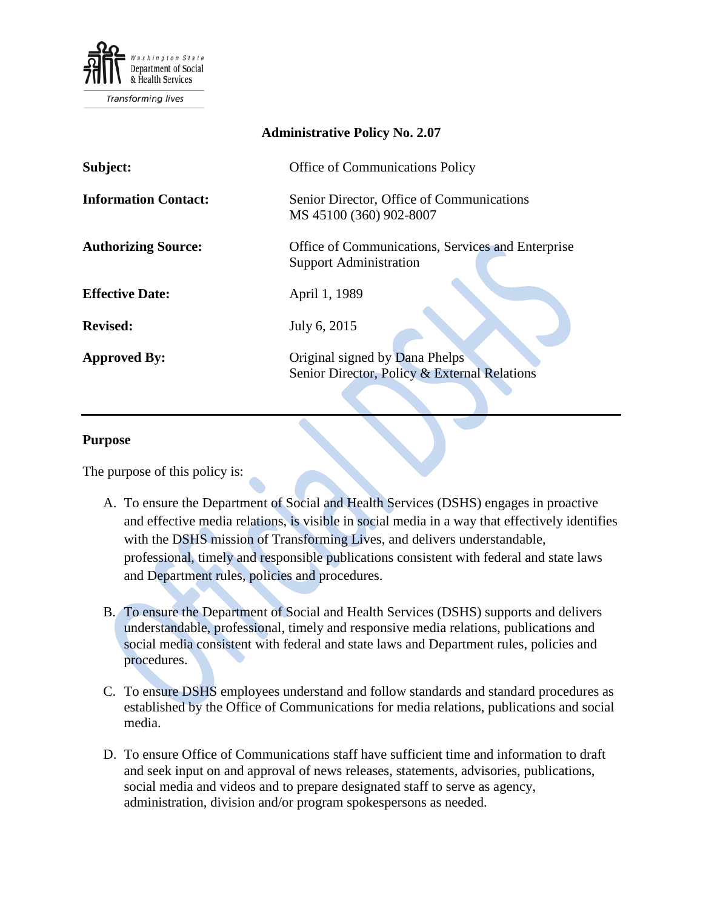Washington State Department of Social & Health Services

*Transforming lives*

**Administrative Policy No. 2.07**

| | |
|---|---|
| **Subject:** | Office of Communications Policy |
| **Information Contact:** | Senior Director, Office of Communications<br>MS 45100 (360) 902-8007 |
| **Authorizing Source:** | Office of Communications, Services and Enterprise Support Administration |
| **Effective Date:** | April 1, 1989 |
| **Revised:** | July 6, 2015 |
| **Approved By:** | Original signed by Dana Phelps<br>Senior Director, Policy & External Relations |

---

## Purpose

The purpose of this policy is:

A. To ensure the Department of Social and Health Services (DSHS) engages in proactive and effective media relations, is visible in social media in a way that effectively identifies with the DSHS mission of Transforming Lives, and delivers understandable, professional, timely and responsible publications consistent with federal and state laws and Department rules, policies and procedures.

B. To ensure the Department of Social and Health Services (DSHS) supports and delivers understandable, professional, timely and responsive media relations, publications and social media consistent with federal and state laws and Department rules, policies and procedures.

C. To ensure DSHS employees understand and follow standards and standard procedures as established by the Office of Communications for media relations, publications and social media.

D. To ensure Office of Communications staff have sufficient time and information to draft and seek input on and approval of news releases, statements, advisories, publications, social media and videos and to prepare designated staff to serve as agency, administration, division and/or program spokespersons as needed.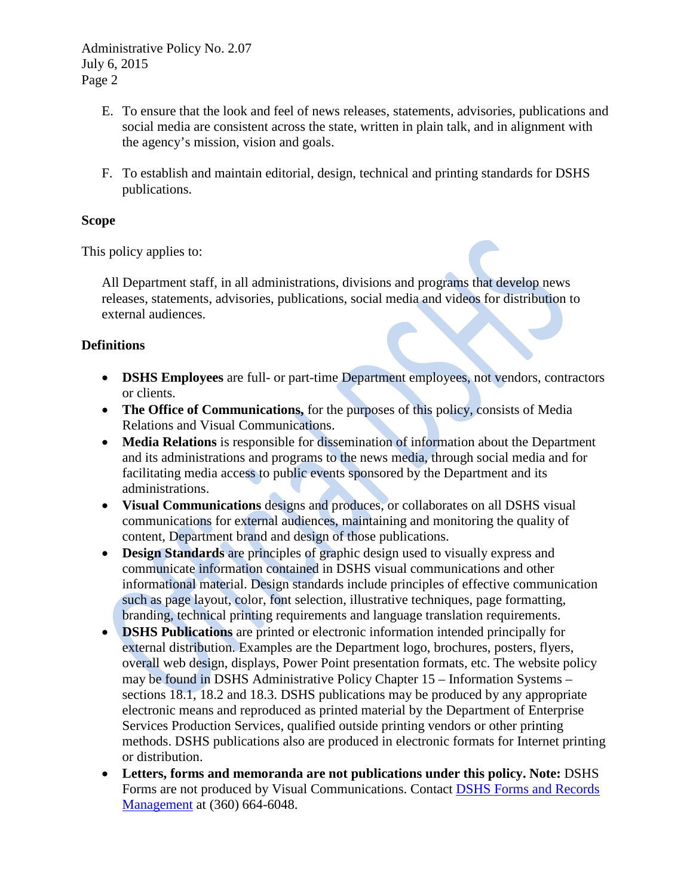E. To ensure that the look and feel of news releases, statements, advisories, publications and social media are consistent across the state, written in plain talk, and in alignment with the agency's mission, vision and goals.

F. To establish and maintain editorial, design, technical and printing standards for DSHS publications.

**Scope**

This policy applies to:

All Department staff, in all administrations, divisions and programs that develop news releases, statements, advisories, publications, social media and videos for distribution to external audiences.

**Definitions**

- **DSHS Employees** are full- or part-time Department employees, not vendors, contractors or clients.
- **The Office of Communications,** for the purposes of this policy, consists of Media Relations and Visual Communications.
- **Media Relations** is responsible for dissemination of information about the Department and its administrations and programs to the news media, through social media and for facilitating media access to public events sponsored by the Department and its administrations.
- **Visual Communications** designs and produces, or collaborates on all DSHS visual communications for external audiences, maintaining and monitoring the quality of content, Department brand and design of those publications.
- **Design Standards** are principles of graphic design used to visually express and communicate information contained in DSHS visual communications and other informational material. Design standards include principles of effective communication such as page layout, color, font selection, illustrative techniques, page formatting, branding, technical printing requirements and language translation requirements.
- **DSHS Publications** are printed or electronic information intended principally for external distribution. Examples are the Department logo, brochures, posters, flyers, overall web design, displays, Power Point presentation formats, etc. The website policy may be found in DSHS Administrative Policy Chapter 15 – Information Systems – sections 18.1, 18.2 and 18.3. DSHS publications may be produced by any appropriate electronic means and reproduced as printed material by the Department of Enterprise Services Production Services, qualified outside printing vendors or other printing methods. DSHS publications also are produced in electronic formats for Internet printing or distribution.
- **Letters, forms and memoranda are not publications under this policy. Note:** DSHS Forms are not produced by Visual Communications. Contact DSHS Forms and Records Management at (360) 664-6048.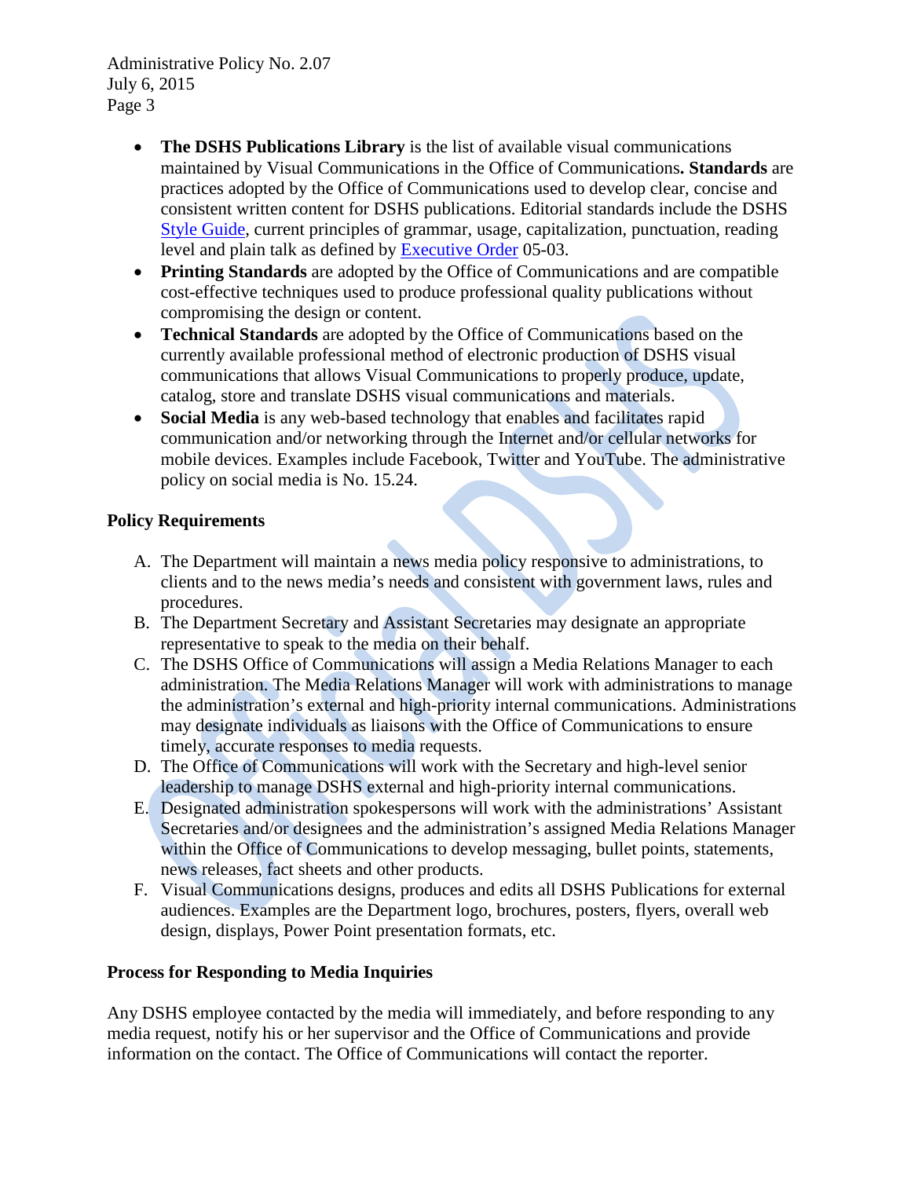- **The DSHS Publications Library** is the list of available visual communications maintained by Visual Communications in the Office of Communications**. Standards** are practices adopted by the Office of Communications used to develop clear, concise and consistent written content for DSHS publications. Editorial standards include the DSHS Style Guide, current principles of grammar, usage, capitalization, punctuation, reading level and plain talk as defined by Executive Order 05-03.
- **Printing Standards** are adopted by the Office of Communications and are compatible cost-effective techniques used to produce professional quality publications without compromising the design or content.
- **Technical Standards** are adopted by the Office of Communications based on the currently available professional method of electronic production of DSHS visual communications that allows Visual Communications to properly produce, update, catalog, store and translate DSHS visual communications and materials.
- **Social Media** is any web-based technology that enables and facilitates rapid communication and/or networking through the Internet and/or cellular networks for mobile devices. Examples include Facebook, Twitter and YouTube. The administrative policy on social media is No. 15.24.

**Policy Requirements**

A. The Department will maintain a news media policy responsive to administrations, to clients and to the news media's needs and consistent with government laws, rules and procedures.

B. The Department Secretary and Assistant Secretaries may designate an appropriate representative to speak to the media on their behalf.

C. The DSHS Office of Communications will assign a Media Relations Manager to each administration. The Media Relations Manager will work with administrations to manage the administration's external and high-priority internal communications. Administrations may designate individuals as liaisons with the Office of Communications to ensure timely, accurate responses to media requests.

D. The Office of Communications will work with the Secretary and high-level senior leadership to manage DSHS external and high-priority internal communications.

E. Designated administration spokespersons will work with the administrations' Assistant Secretaries and/or designees and the administration's assigned Media Relations Manager within the Office of Communications to develop messaging, bullet points, statements, news releases, fact sheets and other products.

F. Visual Communications designs, produces and edits all DSHS Publications for external audiences. Examples are the Department logo, brochures, posters, flyers, overall web design, displays, Power Point presentation formats, etc.

**Process for Responding to Media Inquiries**

Any DSHS employee contacted by the media will immediately, and before responding to any media request, notify his or her supervisor and the Office of Communications and provide information on the contact. The Office of Communications will contact the reporter.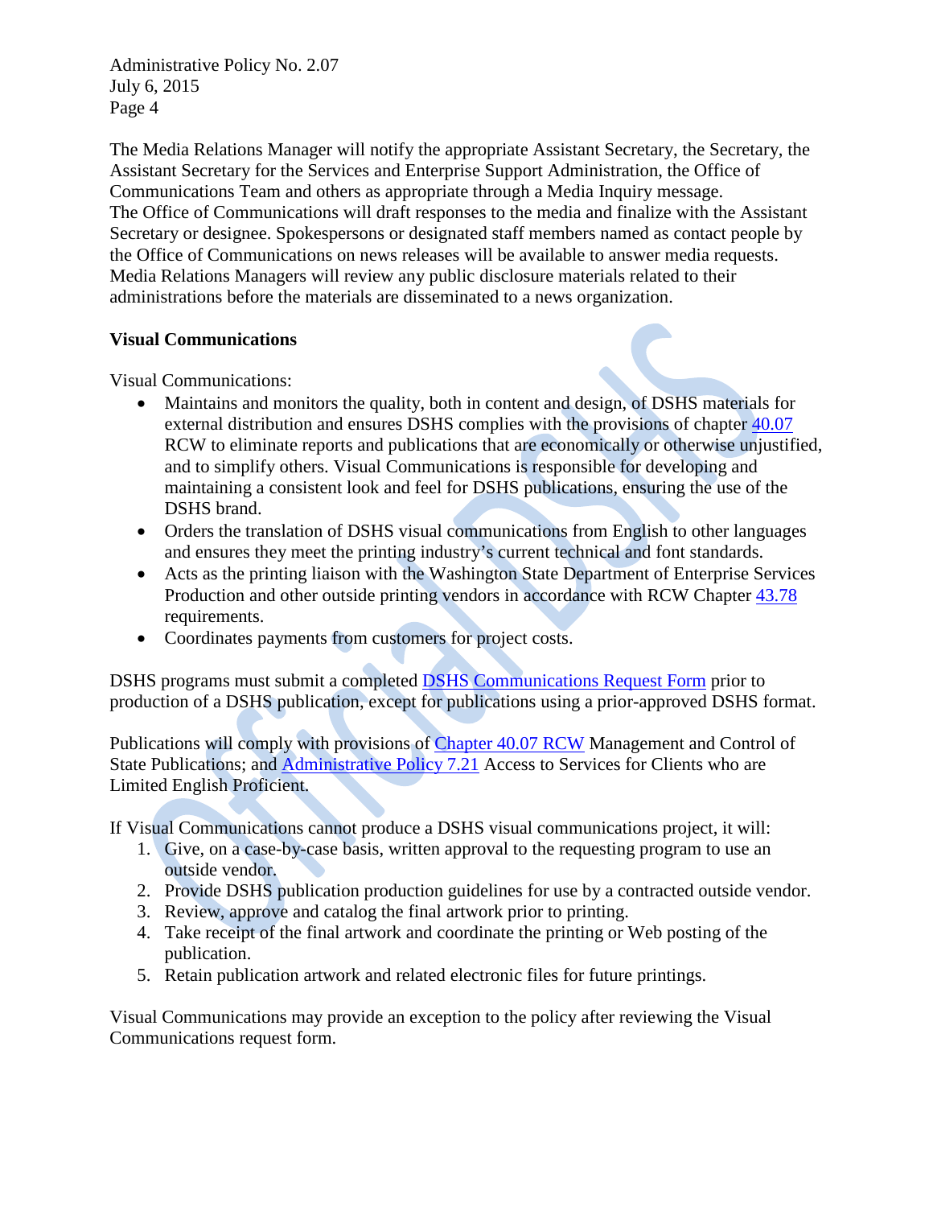The Media Relations Manager will notify the appropriate Assistant Secretary, the Secretary, the Assistant Secretary for the Services and Enterprise Support Administration, the Office of Communications Team and others as appropriate through a Media Inquiry message.
The Office of Communications will draft responses to the media and finalize with the Assistant Secretary or designee. Spokespersons or designated staff members named as contact people by the Office of Communications on news releases will be available to answer media requests. Media Relations Managers will review any public disclosure materials related to their administrations before the materials are disseminated to a news organization.

**Visual Communications**

Visual Communications:

- Maintains and monitors the quality, both in content and design, of DSHS materials for external distribution and ensures DSHS complies with the provisions of chapter 40.07 RCW to eliminate reports and publications that are economically or otherwise unjustified, and to simplify others. Visual Communications is responsible for developing and maintaining a consistent look and feel for DSHS publications, ensuring the use of the DSHS brand.
- Orders the translation of DSHS visual communications from English to other languages and ensures they meet the printing industry's current technical and font standards.
- Acts as the printing liaison with the Washington State Department of Enterprise Services Production and other outside printing vendors in accordance with RCW Chapter 43.78 requirements.
- Coordinates payments from customers for project costs.

DSHS programs must submit a completed DSHS Communications Request Form prior to production of a DSHS publication, except for publications using a prior-approved DSHS format.

Publications will comply with provisions of Chapter 40.07 RCW Management and Control of State Publications; and Administrative Policy 7.21 Access to Services for Clients who are Limited English Proficient.

If Visual Communications cannot produce a DSHS visual communications project, it will:

1. Give, on a case-by-case basis, written approval to the requesting program to use an outside vendor.
2. Provide DSHS publication production guidelines for use by a contracted outside vendor.
3. Review, approve and catalog the final artwork prior to printing.
4. Take receipt of the final artwork and coordinate the printing or Web posting of the publication.
5. Retain publication artwork and related electronic files for future printings.

Visual Communications may provide an exception to the policy after reviewing the Visual Communications request form.